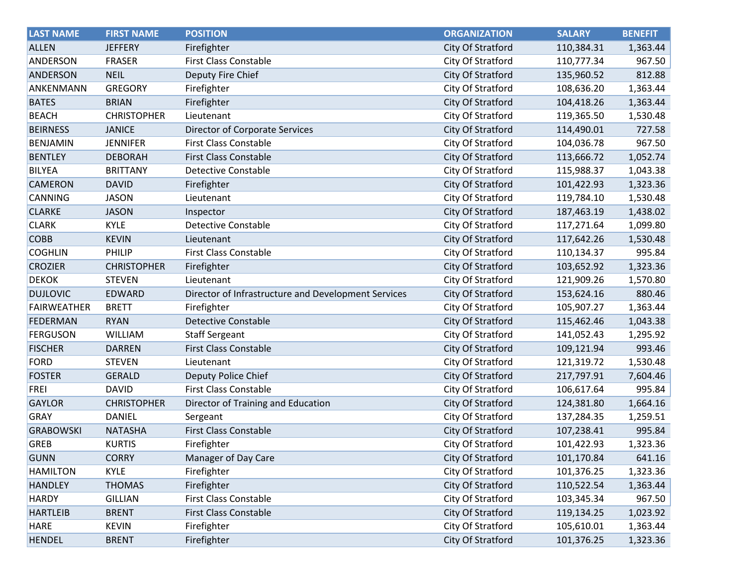| LAST NAME | FIRST NAME | POSITION | ORGANIZATION | SALARY | BENEFIT |
|---|---|---|---|---|---|
| ALLEN | JEFFERY | Firefighter | City Of Stratford | 110,384.31 | 1,363.44 |
| ANDERSON | FRASER | First Class Constable | City Of Stratford | 110,777.34 | 967.50 |
| ANDERSON | NEIL | Deputy Fire Chief | City Of Stratford | 135,960.52 | 812.88 |
| ANKENMANN | GREGORY | Firefighter | City Of Stratford | 108,636.20 | 1,363.44 |
| BATES | BRIAN | Firefighter | City Of Stratford | 104,418.26 | 1,363.44 |
| BEACH | CHRISTOPHER | Lieutenant | City Of Stratford | 119,365.50 | 1,530.48 |
| BEIRNESS | JANICE | Director of Corporate Services | City Of Stratford | 114,490.01 | 727.58 |
| BENJAMIN | JENNIFER | First Class Constable | City Of Stratford | 104,036.78 | 967.50 |
| BENTLEY | DEBORAH | First Class Constable | City Of Stratford | 113,666.72 | 1,052.74 |
| BILYEA | BRITTANY | Detective Constable | City Of Stratford | 115,988.37 | 1,043.38 |
| CAMERON | DAVID | Firefighter | City Of Stratford | 101,422.93 | 1,323.36 |
| CANNING | JASON | Lieutenant | City Of Stratford | 119,784.10 | 1,530.48 |
| CLARKE | JASON | Inspector | City Of Stratford | 187,463.19 | 1,438.02 |
| CLARK | KYLE | Detective Constable | City Of Stratford | 117,271.64 | 1,099.80 |
| COBB | KEVIN | Lieutenant | City Of Stratford | 117,642.26 | 1,530.48 |
| COGHLIN | PHILIP | First Class Constable | City Of Stratford | 110,134.37 | 995.84 |
| CROZIER | CHRISTOPHER | Firefighter | City Of Stratford | 103,652.92 | 1,323.36 |
| DEKOK | STEVEN | Lieutenant | City Of Stratford | 121,909.26 | 1,570.80 |
| DUJLOVIC | EDWARD | Director of Infrastructure and Development Services | City Of Stratford | 153,624.16 | 880.46 |
| FAIRWEATHER | BRETT | Firefighter | City Of Stratford | 105,907.27 | 1,363.44 |
| FEDERMAN | RYAN | Detective Constable | City Of Stratford | 115,462.46 | 1,043.38 |
| FERGUSON | WILLIAM | Staff Sergeant | City Of Stratford | 141,052.43 | 1,295.92 |
| FISCHER | DARREN | First Class Constable | City Of Stratford | 109,121.94 | 993.46 |
| FORD | STEVEN | Lieutenant | City Of Stratford | 121,319.72 | 1,530.48 |
| FOSTER | GERALD | Deputy Police Chief | City Of Stratford | 217,797.91 | 7,604.46 |
| FREI | DAVID | First Class Constable | City Of Stratford | 106,617.64 | 995.84 |
| GAYLOR | CHRISTOPHER | Director of Training and Education | City Of Stratford | 124,381.80 | 1,664.16 |
| GRAY | DANIEL | Sergeant | City Of Stratford | 137,284.35 | 1,259.51 |
| GRABOWSKI | NATASHA | First Class Constable | City Of Stratford | 107,238.41 | 995.84 |
| GREB | KURTIS | Firefighter | City Of Stratford | 101,422.93 | 1,323.36 |
| GUNN | CORRY | Manager of Day Care | City Of Stratford | 101,170.84 | 641.16 |
| HAMILTON | KYLE | Firefighter | City Of Stratford | 101,376.25 | 1,323.36 |
| HANDLEY | THOMAS | Firefighter | City Of Stratford | 110,522.54 | 1,363.44 |
| HARDY | GILLIAN | First Class Constable | City Of Stratford | 103,345.34 | 967.50 |
| HARTLEIB | BRENT | First Class Constable | City Of Stratford | 119,134.25 | 1,023.92 |
| HARE | KEVIN | Firefighter | City Of Stratford | 105,610.01 | 1,363.44 |
| HENDEL | BRENT | Firefighter | City Of Stratford | 101,376.25 | 1,323.36 |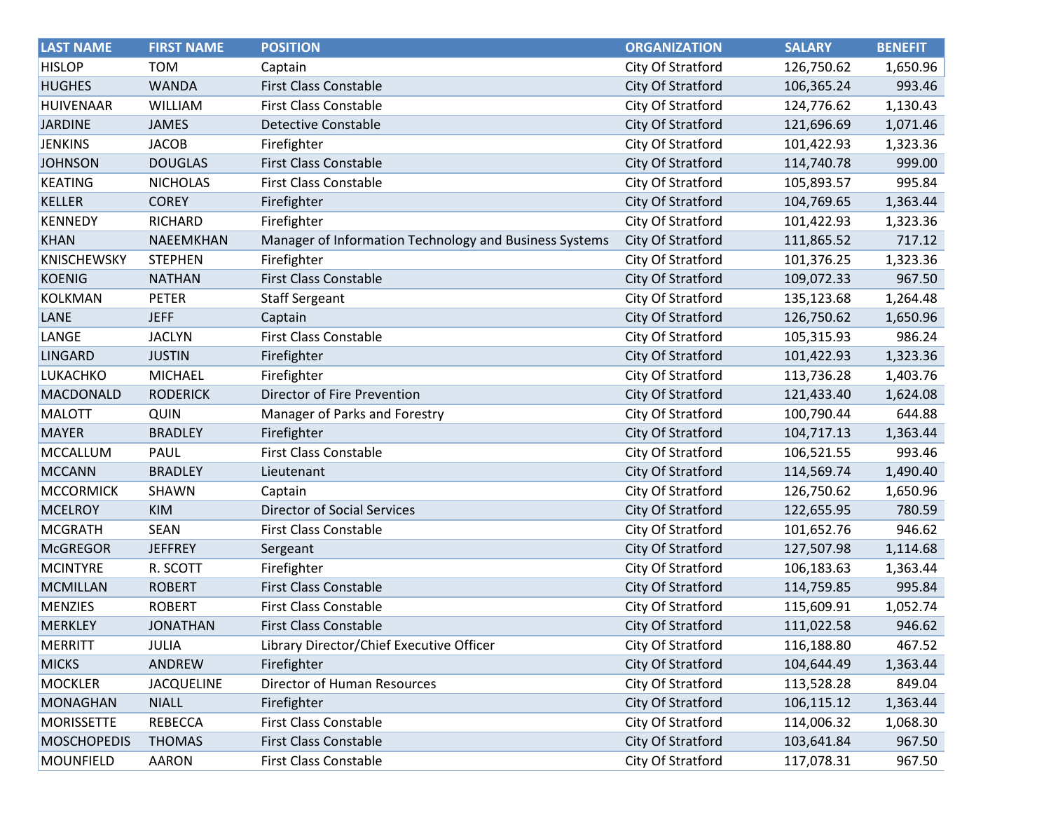| LAST NAME | FIRST NAME | POSITION | ORGANIZATION | SALARY | BENEFIT |
|---|---|---|---|---|---|
| HISLOP | TOM | Captain | City Of Stratford | 126,750.62 | 1,650.96 |
| HUGHES | WANDA | First Class Constable | City Of Stratford | 106,365.24 | 993.46 |
| HUIVENAAR | WILLIAM | First Class Constable | City Of Stratford | 124,776.62 | 1,130.43 |
| JARDINE | JAMES | Detective Constable | City Of Stratford | 121,696.69 | 1,071.46 |
| JENKINS | JACOB | Firefighter | City Of Stratford | 101,422.93 | 1,323.36 |
| JOHNSON | DOUGLAS | First Class Constable | City Of Stratford | 114,740.78 | 999.00 |
| KEATING | NICHOLAS | First Class Constable | City Of Stratford | 105,893.57 | 995.84 |
| KELLER | COREY | Firefighter | City Of Stratford | 104,769.65 | 1,363.44 |
| KENNEDY | RICHARD | Firefighter | City Of Stratford | 101,422.93 | 1,323.36 |
| KHAN | NAEEMKHAN | Manager of Information Technology and Business Systems | City Of Stratford | 111,865.52 | 717.12 |
| KNISCHEWSKY | STEPHEN | Firefighter | City Of Stratford | 101,376.25 | 1,323.36 |
| KOENIG | NATHAN | First Class Constable | City Of Stratford | 109,072.33 | 967.50 |
| KOLKMAN | PETER | Staff Sergeant | City Of Stratford | 135,123.68 | 1,264.48 |
| LANE | JEFF | Captain | City Of Stratford | 126,750.62 | 1,650.96 |
| LANGE | JACLYN | First Class Constable | City Of Stratford | 105,315.93 | 986.24 |
| LINGARD | JUSTIN | Firefighter | City Of Stratford | 101,422.93 | 1,323.36 |
| LUKACHKO | MICHAEL | Firefighter | City Of Stratford | 113,736.28 | 1,403.76 |
| MACDONALD | RODERICK | Director of Fire Prevention | City Of Stratford | 121,433.40 | 1,624.08 |
| MALOTT | QUIN | Manager of Parks and Forestry | City Of Stratford | 100,790.44 | 644.88 |
| MAYER | BRADLEY | Firefighter | City Of Stratford | 104,717.13 | 1,363.44 |
| MCCALLUM | PAUL | First Class Constable | City Of Stratford | 106,521.55 | 993.46 |
| MCCANN | BRADLEY | Lieutenant | City Of Stratford | 114,569.74 | 1,490.40 |
| MCCORMICK | SHAWN | Captain | City Of Stratford | 126,750.62 | 1,650.96 |
| MCELROY | KIM | Director of Social Services | City Of Stratford | 122,655.95 | 780.59 |
| MCGRATH | SEAN | First Class Constable | City Of Stratford | 101,652.76 | 946.62 |
| McGREGOR | JEFFREY | Sergeant | City Of Stratford | 127,507.98 | 1,114.68 |
| MCINTYRE | R. SCOTT | Firefighter | City Of Stratford | 106,183.63 | 1,363.44 |
| MCMILLAN | ROBERT | First Class Constable | City Of Stratford | 114,759.85 | 995.84 |
| MENZIES | ROBERT | First Class Constable | City Of Stratford | 115,609.91 | 1,052.74 |
| MERKLEY | JONATHAN | First Class Constable | City Of Stratford | 111,022.58 | 946.62 |
| MERRITT | JULIA | Library Director/Chief Executive Officer | City Of Stratford | 116,188.80 | 467.52 |
| MICKS | ANDREW | Firefighter | City Of Stratford | 104,644.49 | 1,363.44 |
| MOCKLER | JACQUELINE | Director of Human Resources | City Of Stratford | 113,528.28 | 849.04 |
| MONAGHAN | NIALL | Firefighter | City Of Stratford | 106,115.12 | 1,363.44 |
| MORISSETTE | REBECCA | First Class Constable | City Of Stratford | 114,006.32 | 1,068.30 |
| MOSCHOPEDIS | THOMAS | First Class Constable | City Of Stratford | 103,641.84 | 967.50 |
| MOUNFIELD | AARON | First Class Constable | City Of Stratford | 117,078.31 | 967.50 |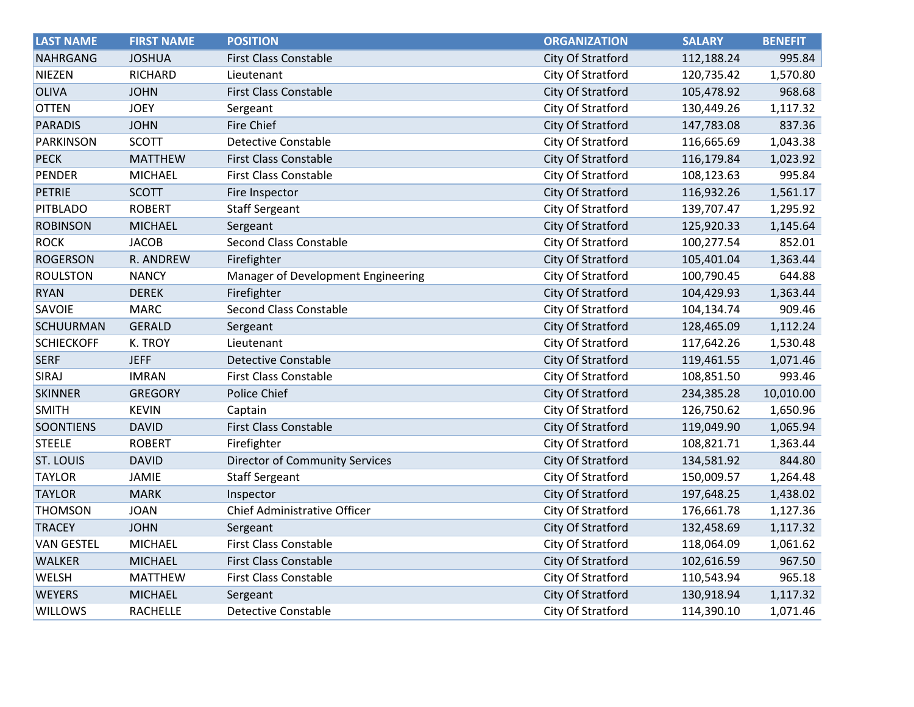| LAST NAME | FIRST NAME | POSITION | ORGANIZATION | SALARY | BENEFIT |
|---|---|---|---|---|---|
| NAHRGANG | JOSHUA | First Class Constable | City Of Stratford | 112,188.24 | 995.84 |
| NIEZEN | RICHARD | Lieutenant | City Of Stratford | 120,735.42 | 1,570.80 |
| OLIVA | JOHN | First Class Constable | City Of Stratford | 105,478.92 | 968.68 |
| OTTEN | JOEY | Sergeant | City Of Stratford | 130,449.26 | 1,117.32 |
| PARADIS | JOHN | Fire Chief | City Of Stratford | 147,783.08 | 837.36 |
| PARKINSON | SCOTT | Detective Constable | City Of Stratford | 116,665.69 | 1,043.38 |
| PECK | MATTHEW | First Class Constable | City Of Stratford | 116,179.84 | 1,023.92 |
| PENDER | MICHAEL | First Class Constable | City Of Stratford | 108,123.63 | 995.84 |
| PETRIE | SCOTT | Fire Inspector | City Of Stratford | 116,932.26 | 1,561.17 |
| PITBLADO | ROBERT | Staff Sergeant | City Of Stratford | 139,707.47 | 1,295.92 |
| ROBINSON | MICHAEL | Sergeant | City Of Stratford | 125,920.33 | 1,145.64 |
| ROCK | JACOB | Second Class Constable | City Of Stratford | 100,277.54 | 852.01 |
| ROGERSON | R. ANDREW | Firefighter | City Of Stratford | 105,401.04 | 1,363.44 |
| ROULSTON | NANCY | Manager of Development Engineering | City Of Stratford | 100,790.45 | 644.88 |
| RYAN | DEREK | Firefighter | City Of Stratford | 104,429.93 | 1,363.44 |
| SAVOIE | MARC | Second Class Constable | City Of Stratford | 104,134.74 | 909.46 |
| SCHUURMAN | GERALD | Sergeant | City Of Stratford | 128,465.09 | 1,112.24 |
| SCHIECKOFF | K. TROY | Lieutenant | City Of Stratford | 117,642.26 | 1,530.48 |
| SERF | JEFF | Detective Constable | City Of Stratford | 119,461.55 | 1,071.46 |
| SIRAJ | IMRAN | First Class Constable | City Of Stratford | 108,851.50 | 993.46 |
| SKINNER | GREGORY | Police Chief | City Of Stratford | 234,385.28 | 10,010.00 |
| SMITH | KEVIN | Captain | City Of Stratford | 126,750.62 | 1,650.96 |
| SOONTIENS | DAVID | First Class Constable | City Of Stratford | 119,049.90 | 1,065.94 |
| STEELE | ROBERT | Firefighter | City Of Stratford | 108,821.71 | 1,363.44 |
| ST. LOUIS | DAVID | Director of Community Services | City Of Stratford | 134,581.92 | 844.80 |
| TAYLOR | JAMIE | Staff Sergeant | City Of Stratford | 150,009.57 | 1,264.48 |
| TAYLOR | MARK | Inspector | City Of Stratford | 197,648.25 | 1,438.02 |
| THOMSON | JOAN | Chief Administrative Officer | City Of Stratford | 176,661.78 | 1,127.36 |
| TRACEY | JOHN | Sergeant | City Of Stratford | 132,458.69 | 1,117.32 |
| VAN GESTEL | MICHAEL | First Class Constable | City Of Stratford | 118,064.09 | 1,061.62 |
| WALKER | MICHAEL | First Class Constable | City Of Stratford | 102,616.59 | 967.50 |
| WELSH | MATTHEW | First Class Constable | City Of Stratford | 110,543.94 | 965.18 |
| WEYERS | MICHAEL | Sergeant | City Of Stratford | 130,918.94 | 1,117.32 |
| WILLOWS | RACHELLE | Detective Constable | City Of Stratford | 114,390.10 | 1,071.46 |